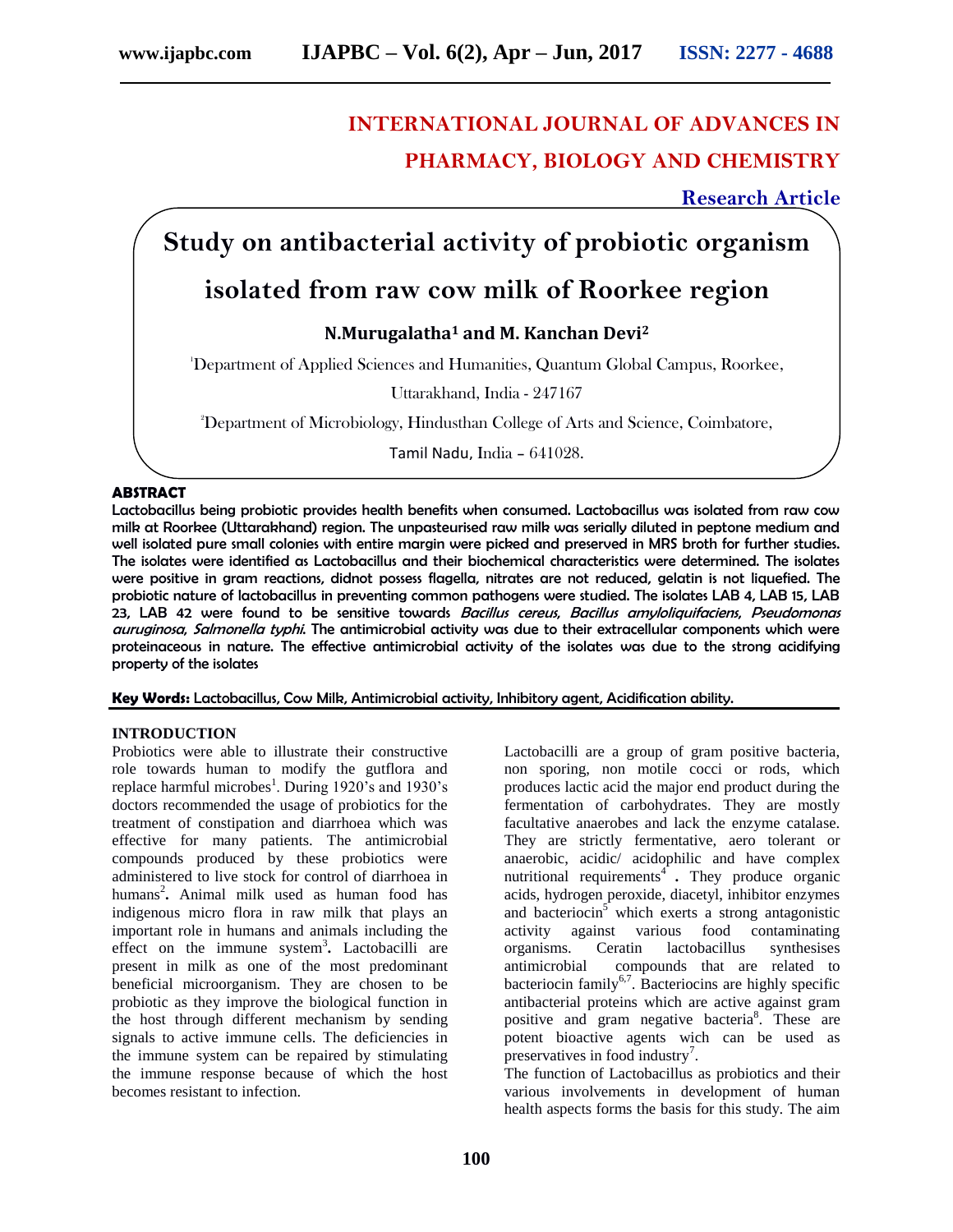# INTERNATIONAL JOURNAL OF ADVANCES IN PHARMACY, BIOLOGY AND CHEMISTRY

**Research Article**

# Study on antibacterial activity of probiotic organism isolated from raw cow milk of Roorkee region

**N.Murugalatha[1] and M. Kanchan Devi[2]**

[1]Department of Applied Sciences and Humanities, Quantum Global Campus, Roorkee, Uttarakhand, India - 247167

[2]Department of Microbiology, Hindusthan College of Arts and Science, Coimbatore, Tamil Nadu, India – 641028.

## ABSTRACT

Lactobacillus being probiotic provides health benefits when consumed. Lactobacillus was isolated from raw cow milk at Roorkee (Uttarakhand) region. The unpasteurised raw milk was serially diluted in peptone medium and well isolated pure small colonies with entire margin were picked and preserved in MRS broth for further studies. The isolates were identified as Lactobacillus and their biochemical characteristics were determined. The isolates were positive in gram reactions, didnot possess flagella, nitrates are not reduced, gelatin is not liquefied. The probiotic nature of lactobacillus in preventing common pathogens were studied. The isolates LAB 4, LAB 15, LAB 23, LAB 42 were found to be sensitive towards *Bacillus cereus, Bacillus amyloliquifaciens, Pseudomonas auruginosa, Salmonella typhi.* The antimicrobial activity was due to their extracellular components which were proteinaceous in nature. The effective antimicrobial activity of the isolates was due to the strong acidifying property of the isolates

**Key Words:** Lactobacillus, Cow Milk, Antimicrobial activity, Inhibitory agent, Acidification ability.

## INTRODUCTION

Probiotics were able to illustrate their constructive role towards human to modify the gutflora and replace harmful microbes[1]. During 1920's and 1930's doctors recommended the usage of probiotics for the treatment of constipation and diarrhoea which was effective for many patients. The antimicrobial compounds produced by these probiotics were administered to live stock for control of diarrhoea in humans[2]. Animal milk used as human food has indigenous micro flora in raw milk that plays an important role in humans and animals including the effect on the immune system[3]. Lactobacillii are present in milk as one of the most predominant beneficial microorganism. They are chosen to be probiotic as they improve the biological function in the host through different mechanism by sending signals to active immune cells. The deficiencies in the immune system can be repaired by stimulating the immune response because of which the host becomes resistant to infection.

Lactobacilli are a group of gram positive bacteria, non sporing, non motile cocci or rods, which produces lactic acid the major end product during the fermentation of carbohydrates. They are mostly facultative anaerobes and lack the enzyme catalase. They are strictly fermentative, aero tolerant or anaerobic, acidic/ acidophilic and have complex nutritional requirements[4] . They produce organic acids, hydrogen peroxide, diacetyl, inhibitor enzymes and bacteriocin[5] which exerts a strong antagonistic activity against various food contaminating organisms. Ceratin lactobacillus synthesises antimicrobial compounds that are related to bacteriocin family[6,7]. Bacteriocins are highly specific antibacterial proteins which are active against gram positive and gram negative bacteria[8]. These are potent bioactive agents wich can be used as preservatives in food industry[7].

The function of Lactobacillus as probiotics and their various involvements in development of human health aspects forms the basis for this study. The aim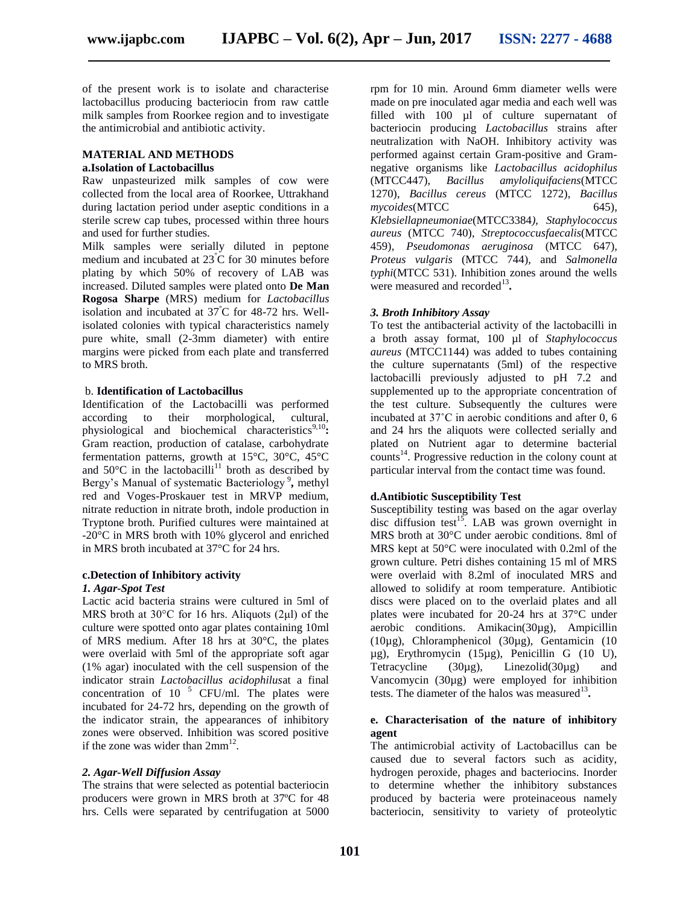of the present work is to isolate and characterise lactobacillus producing bacteriocin from raw cattle milk samples from Roorkee region and to investigate the antimicrobial and antibiotic activity.

## MATERIAL AND METHODS

### a.Isolation of Lactobacillus

Raw unpasteurized milk samples of cow were collected from the local area of Roorkee, Uttrakhand during lactation period under aseptic conditions in a sterile screw cap tubes, processed within three hours and used for further studies.

Milk samples were serially diluted in peptone medium and incubated at 23°C for 30 minutes before plating by which 50% of recovery of LAB was increased. Diluted samples were plated onto **De Man Rogosa Sharpe** (MRS) medium for *Lactobacillus* isolation and incubated at 37°C for 48-72 hrs. Well-isolated colonies with typical characteristics namely pure white, small (2-3mm diameter) with entire margins were picked from each plate and transferred to MRS broth.

### b. Identification of Lactobacillus

Identification of the Lactobacilli was performed according to their morphological, cultural, physiological and biochemical characteristics[9,10]**:** Gram reaction, production of catalase, carbohydrate fermentation patterns, growth at 15°C, 30°C, 45°C and 50°C in the lactobacilli[11] broth as described by Bergy's Manual of systematic Bacteriology[9]**,** methyl red and Voges-Proskauer test in MRVP medium, nitrate reduction in nitrate broth, indole production in Tryptone broth. Purified cultures were maintained at -20°C in MRS broth with 10% glycerol and enriched in MRS broth incubated at 37°C for 24 hrs.

### c.Detection of Inhibitory activity

#### *1. Agar-Spot Test*

Lactic acid bacteria strains were cultured in 5ml of MRS broth at 30°C for 16 hrs. Aliquots (2μl) of the culture were spotted onto agar plates containing 10ml of MRS medium. After 18 hrs at 30°C, the plates were overlaid with 5ml of the appropriate soft agar (1% agar) inoculated with the cell suspension of the indicator strain *Lactobacillus acidophilus*at a final concentration of $10^{5}$ CFU/ml. The plates were incubated for 24-72 hrs, depending on the growth of the indicator strain, the appearances of inhibitory zones were observed. Inhibition was scored positive if the zone was wider than 2mm[12].

#### *2. Agar-Well Diffusion Assay*

The strains that were selected as potential bacteriocin producers were grown in MRS broth at 37ºC for 48 hrs. Cells were separated by centrifugation at 5000 rpm for 10 min. Around 6mm diameter wells were made on pre inoculated agar media and each well was filled with 100 µl of culture supernatant of bacteriocin producing *Lactobacillus* strains after neutralization with NaOH. Inhibitory activity was performed against certain Gram-positive and Gram-negative organisms like *Lactobacillus acidophilus* (MTCC447), *Bacillus amyloliquifaciens*(MTCC 1270), *Bacillus cereus* (MTCC 1272), *Bacillus mycoides*(MTCC 645), *Klebsiellapneumoniae*(MTCC3384*), Staphylococcus aureus* (MTCC 740), *Streptococcusfaecalis*(MTCC 459), *Pseudomonas aeruginosa* (MTCC 647), *Proteus vulgaris* (MTCC 744), and *Salmonella typhi*(MTCC 531). Inhibition zones around the wells were measured and recorded[13]**.**

#### *3. Broth Inhibitory Assay*

To test the antibacterial activity of the lactobacilli in a broth assay format, 100 µl of *Staphylococcus aureus* (MTCC1144) was added to tubes containing the culture supernatants (5ml) of the respective lactobacilli previously adjusted to pH 7.2 and supplemented up to the appropriate concentration of the test culture. Subsequently the cultures were incubated at 37˚C in aerobic conditions and after 0, 6 and 24 hrs the aliquots were collected serially and plated on Nutrient agar to determine bacterial counts[14]. Progressive reduction in the colony count at particular interval from the contact time was found.

### d.Antibiotic Susceptibility Test

Susceptibility testing was based on the agar overlay disc diffusion test[15]. LAB was grown overnight in MRS broth at 30°C under aerobic conditions. 8ml of MRS kept at 50°C were inoculated with 0.2ml of the grown culture. Petri dishes containing 15 ml of MRS were overlaid with 8.2ml of inoculated MRS and allowed to solidify at room temperature. Antibiotic discs were placed on to the overlaid plates and all plates were incubated for 20-24 hrs at 37°C under aerobic conditions. Amikacin(30µg), Ampicillin (10µg), Chloramphenicol (30µg), Gentamicin (10 µg), Erythromycin (15µg), Penicillin G (10 U), Tetracycline (30µg), Linezolid(30µg) and Vancomycin (30µg) were employed for inhibition tests. The diameter of the halos was measured[13]**.**

### e. Characterisation of the nature of inhibitory agent

The antimicrobial activity of Lactobacillus can be caused due to several factors such as acidity, hydrogen peroxide, phages and bacteriocins. Inorder to determine whether the inhibitory substances produced by bacteria were proteinaceous namely bacteriocin, sensitivity to variety of proteolytic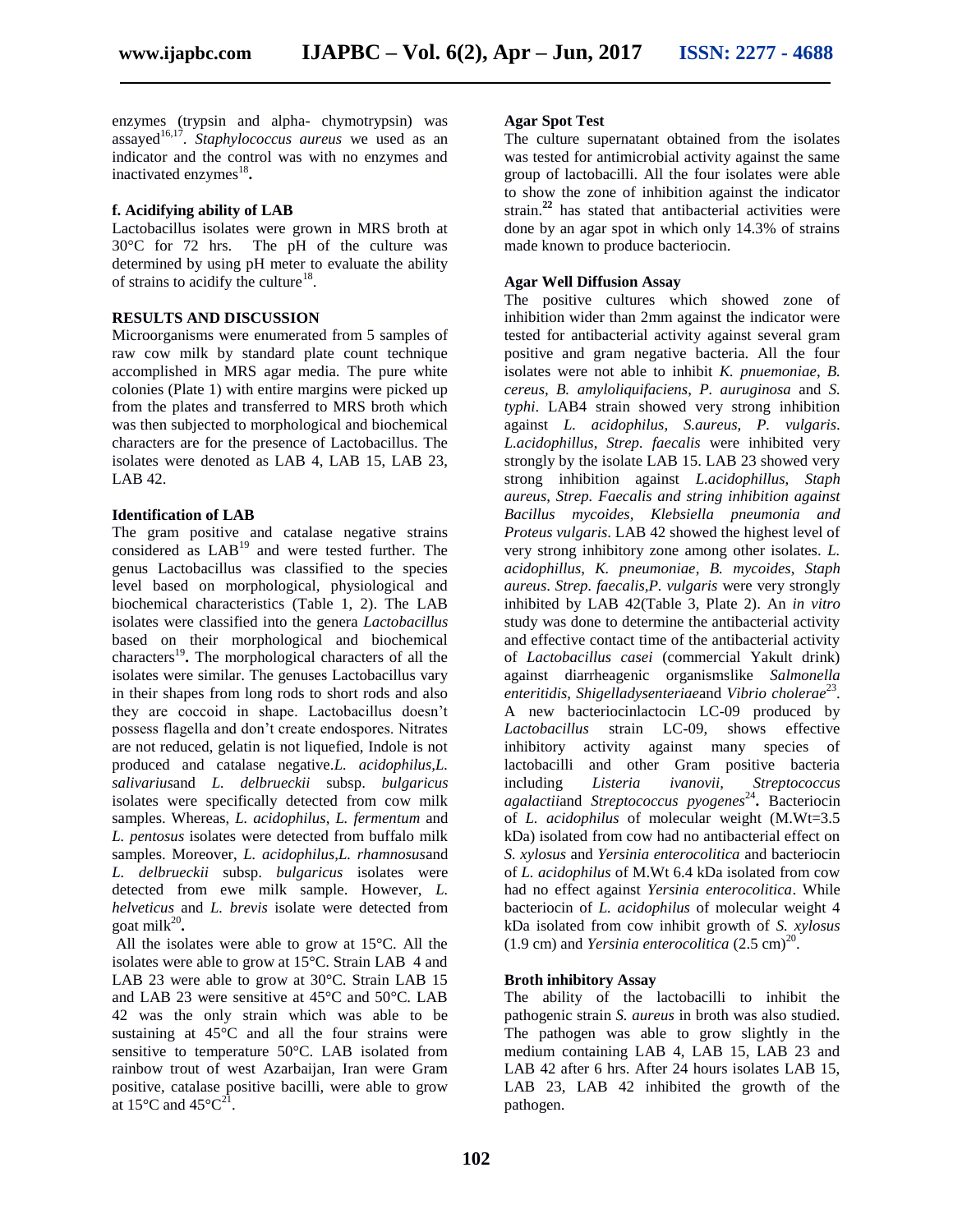enzymes (trypsin and alpha- chymotrypsin) was assayed[16,17]. *Staphylococcus aureus* we used as an indicator and the control was with no enzymes and inactivated enzymes[18]**.**

#### f. Acidifying ability of LAB

Lactobacillus isolates were grown in MRS broth at 30°C for 72 hrs. The pH of the culture was determined by using pH meter to evaluate the ability of strains to acidify the culture[18].

## RESULTS AND DISCUSSION

Microorganisms were enumerated from 5 samples of raw cow milk by standard plate count technique accomplished in MRS agar media. The pure white colonies (Plate 1) with entire margins were picked up from the plates and transferred to MRS broth which was then subjected to morphological and biochemical characters are for the presence of Lactobacillus. The isolates were denoted as LAB 4, LAB 15, LAB 23, LAB 42.

### Identification of LAB

The gram positive and catalase negative strains considered as LAB[19] and were tested further. The genus Lactobacillus was classified to the species level based on morphological, physiological and biochemical characteristics (Table 1, 2). The LAB isolates were classified into the genera *Lactobacillus* based on their morphological and biochemical characters[19]**.** The morphological characters of all the isolates were similar. The genuses Lactobacillus vary in their shapes from long rods to short rods and also they are coccoid in shape. Lactobacillus doesn't possess flagella and don't create endospores. Nitrates are not reduced, gelatin is not liquefied, Indole is not produced and catalase negative.*L. acidophilus,L. salivarius*and *L. delbrueckii* subsp. *bulgaricus* isolates were specifically detected from cow milk samples. Whereas, *L. acidophilus*, *L. fermentum* and *L. pentosus* isolates were detected from buffalo milk samples. Moreover, *L. acidophilus,L. rhamnosus*and *L. delbrueckii* subsp. *bulgaricus* isolates were detected from ewe milk sample. However, *L. helveticus* and *L. brevis* isolate were detected from goat milk[20]**.**

All the isolates were able to grow at 15°C. All the isolates were able to grow at 15°C. Strain LAB 4 and LAB 23 were able to grow at 30°C. Strain LAB 15 and LAB 23 were sensitive at 45°C and 50°C. LAB 42 was the only strain which was able to be sustaining at 45°C and all the four strains were sensitive to temperature 50°C. LAB isolated from rainbow trout of west Azarbaijan, Iran were Gram positive, catalase positive bacilli, were able to grow at 15°C and 45°C[21].

### Agar Spot Test

The culture supernatant obtained from the isolates was tested for antimicrobial activity against the same group of lactobacilli. All the four isolates were able to show the zone of inhibition against the indicator strain.**[22]** has stated that antibacterial activities were done by an agar spot in which only 14.3% of strains made known to produce bacteriocin.

### Agar Well Diffusion Assay

The positive cultures which showed zone of inhibition wider than 2mm against the indicator were tested for antibacterial activity against several gram positive and gram negative bacteria. All the four isolates were not able to inhibit *K. pnuemoniae*, *B. cereus*, *B. amyloliquifaciens*, *P. auruginosa* and *S. typhi*. LAB4 strain showed very strong inhibition against *L. acidophilus*, *S.aureus*, *P. vulgaris*. *L.acidophillus*, *Strep. faecalis* were inhibited very strongly by the isolate LAB 15. LAB 23 showed very strong inhibition against *L.acidophillus*, *Staph aureus*, *Strep. Faecalis and string inhibition against Bacillus mycoides, Klebsiella pneumonia and Proteus vulgaris*. LAB 42 showed the highest level of very strong inhibitory zone among other isolates. *L. acidophillus*, *K. pneumoniae*, *B. mycoides*, *Staph aureus*. *Strep. faecalis,P. vulgaris* were very strongly inhibited by LAB 42(Table 3, Plate 2). An *in vitro* study was done to determine the antibacterial activity and effective contact time of the antibacterial activity of *Lactobacillus casei* (commercial Yakult drink) against diarrheagenic organismslike *Salmonella enteritidis, Shigelladysenteriae*and *Vibrio cholerae*[23]. A new bacteriocinlactocin LC-09 produced by *Lactobacillus* strain LC-09, shows effective inhibitory activity against many species of lactobacilli and other Gram positive bacteria including *Listeria ivanovii, Streptococcus agalactiae*and *Streptococcus pyogenes*[24]**.** Bacteriocin of *L. acidophilus* of molecular weight (M.Wt=3.5 kDa) isolated from cow had no antibacterial effect on *S. xylosus* and *Yersinia enterocolitica* and bacteriocin of *L. acidophilus* of M.Wt 6.4 kDa isolated from cow had no effect against *Yersinia enterocolitica*. While bacteriocin of *L. acidophilus* of molecular weight 4 kDa isolated from cow inhibit growth of *S. xylosus* (1.9 cm) and *Yersinia enterocolitica* (2.5 cm)[20].

### Broth inhibitory Assay

The ability of the lactobacilli to inhibit the pathogenic strain *S. aureus* in broth was also studied. The pathogen was able to grow slightly in the medium containing LAB 4, LAB 15, LAB 23 and LAB 42 after 6 hrs. After 24 hours isolates LAB 15, LAB 23, LAB 42 inhibited the growth of the pathogen.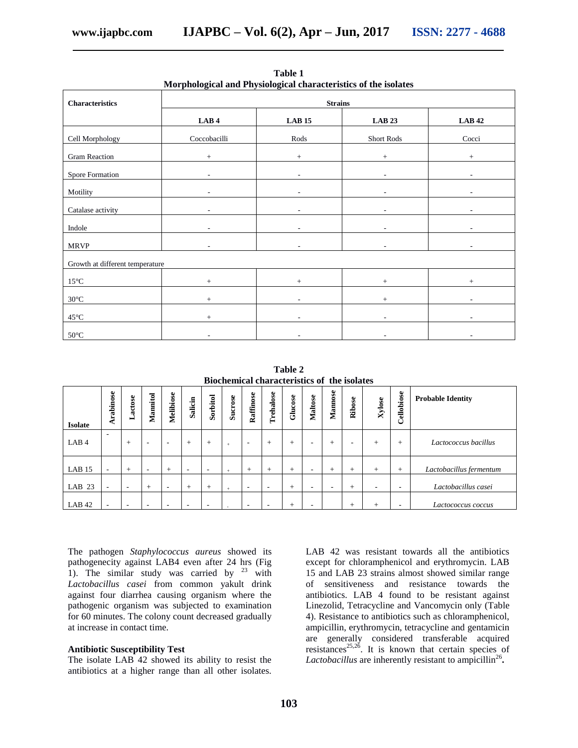**Table 1**
**Morphological and Physiological characteristics of the isolates**

| Characteristics | Strains | | | |
|---|---|---|---|---|
| | LAB 4 | LAB 15 | LAB 23 | LAB 42 |
| Cell Morphology | Coccobacilli | Rods | Short Rods | Cocci |
| Gram Reaction | + | + | + | + |
| Spore Formation | - | - | - | - |
| Motility | - | - | - | - |
| Catalase activity | - | - | - | - |
| Indole | - | - | - | - |
| MRVP | - | - | - | - |
| Growth at different temperature | | | | |
| 15°C | + | + | + | + |
| 30°C | + | - | + | - |
| 45°C | + | - | - | - |
| 50°C | - | - | - | - |

**Table 2**
**Biochemical characteristics of the isolates**

| Isolate | Arabinose | Lactose | Mannitol | Melibiose | Salicin | Sorbitol | Sucrose | Raffinose | Trehalose | Glucose | Maltose | Mannose | Ribose | Xylose | Cellobiose | Probable Identity |
|---|---|---|---|---|---|---|---|---|---|---|---|---|---|---|---|---|
| LAB 4 | - | + | - | - | + | + | + | - | + | + | - | + | - | + | + | *Lactococcus bacillus* |
| LAB 15 | - | + | - | + | - | - | + | + | + | + | - | + | + | + | + | *Lactobacillus fermentum* |
| LAB 23 | - | - | + | - | + | + | + | - | - | + | - | - | + | - | - | *Lactobacillus casei* |
| LAB 42 | - | - | - | - | - | - | - | - | - | + | - | | + | + | - | *Lactococcus coccus* |

The pathogen *Staphylococcus aureus* showed its pathogenecity against LAB4 even after 24 hrs (Fig 1). The similar study was carried by [23] with *Lactobacillus casei* from common yakult drink against four diarrhea causing organism where the pathogenic organism was subjected to examination for 60 minutes. The colony count decreased gradually at increase in contact time.

**Antibiotic Susceptibility Test**

The isolate LAB 42 showed its ability to resist the antibiotics at a higher range than all other isolates. LAB 42 was resistant towards all the antibiotics except for chloramphenicol and erythromycin. LAB 15 and LAB 23 strains almost showed similar range of sensitiveness and resistance towards the antibiotics. LAB 4 found to be resistant against Linezolid, Tetracycline and Vancomycin only (Table 4). Resistance to antibiotics such as chloramphenicol, ampicillin, erythromycin, tetracycline and gentamicin are generally considered transferable acquired resistances[25,26]. It is known that certain species of *Lactobacillus* are inherently resistant to ampicillin[26].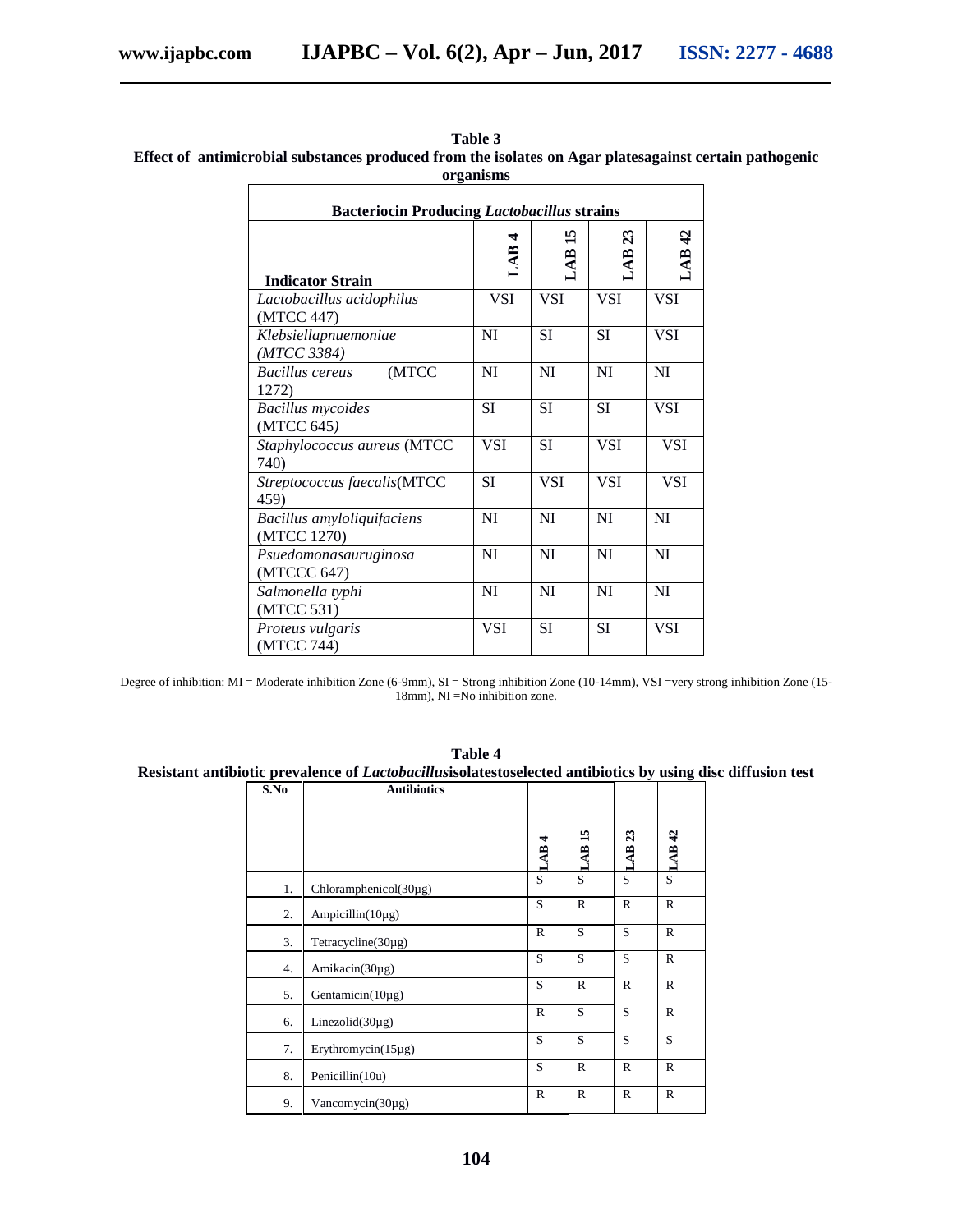**Table 3**
**Effect of antimicrobial substances produced from the isolates on Agar platesagainst certain pathogenic organisms**

| Indicator Strain | Bacteriocin Producing *Lactobacillus* strains | | | |
|---|---|---|---|---|
| | **LAB 4** | **LAB 15** | **LAB 23** | **LAB 42** |
| *Lactobacillus acidophilus* (MTCC 447) | VSI | VSI | VSI | VSI |
| *Klebsiellapnuemoniae (MTCC 3384)* | NI | SI | SI | VSI |
| *Bacillus cereus* (MTCC 1272) | NI | NI | NI | NI |
| *Bacillus mycoides* (MTCC 645*)* | SI | SI | SI | VSI |
| *Staphylococcus aureus* (MTCC 740) | VSI | SI | VSI | VSI |
| *Streptococcus faecalis*(MTCC 459) | SI | VSI | VSI | VSI |
| *Bacillus amyloliquifaciens* (MTCC 1270) | NI | NI | NI | NI |
| *Psuedomonasauruginosa* (MTCCC 647) | NI | NI | NI | NI |
| *Salmonella typhi* (MTCC 531) | NI | NI | NI | NI |
| *Proteus vulgaris* (MTCC 744) | VSI | SI | SI | VSI |

Degree of inhibition: MI = Moderate inhibition Zone (6-9mm), SI = Strong inhibition Zone (10-14mm), VSI =very strong inhibition Zone (15-18mm), NI =No inhibition zone.

**Table 4**
**Resistant antibiotic prevalence of *Lactobacillus*isolatestoselected antibiotics by using disc diffusion test**

| S.No | Antibiotics | LAB 4 | LAB 15 | LAB 23 | LAB 42 |
|---|---|---|---|---|---|
| 1. | Chloramphenicol(30µg) | S | S | S | S |
| 2. | Ampicillin(10µg) | S | R | R | R |
| 3. | Tetracycline(30µg) | R | S | S | R |
| 4. | Amikacin(30µg) | S | S | S | R |
| 5. | Gentamicin(10µg) | S | R | R | R |
| 6. | Linezolid(30µg) | R | S | S | R |
| 7. | Erythromycin(15µg) | S | S | S | S |
| 8. | Penicillin(10u) | S | R | R | R |
| 9. | Vancomycin(30µg) | R | R | R | R |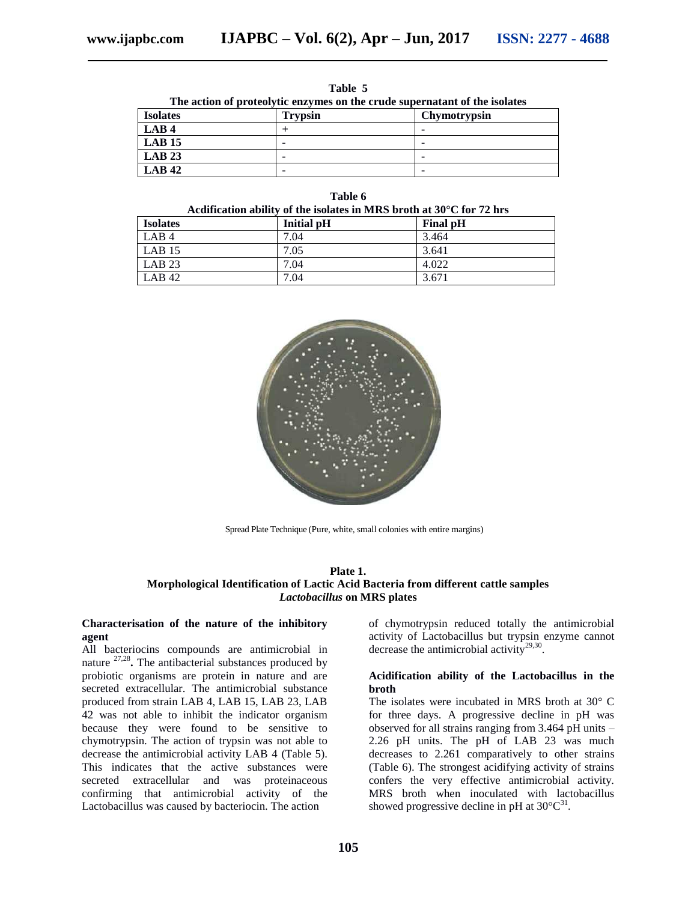**Table 5**
**The action of proteolytic enzymes on the crude supernatant of the isolates**

| Isolates | Trypsin | Chymotrypsin |
|---|---|---|
| **LAB 4** | + | - |
| **LAB 15** | - | - |
| **LAB 23** | - | - |
| **LAB 42** | - | - |

**Table 6**
**Acidification ability of the isolates in MRS broth at 30°C for 72 hrs**

| Isolates | Initial pH | Final pH |
|---|---|---|
| LAB 4 | 7.04 | 3.464 |
| LAB 15 | 7.05 | 3.641 |
| LAB 23 | 7.04 | 4.022 |
| LAB 42 | 7.04 | 3.671 |

Spread Plate Technique (Pure, white, small colonies with entire margins)

**Plate 1.**
**Morphological Identification of Lactic Acid Bacteria from different cattle samples**
***Lactobacillus* on MRS plates**

**Characterisation of the nature of the inhibitory agent**

All bacteriocins compounds are antimicrobial in nature [27,28]**.** The antibacterial substances produced by probiotic organisms are protein in nature and are secreted extracellular. The antimicrobial substance produced from strain LAB 4, LAB 15, LAB 23, LAB 42 was not able to inhibit the indicator organism because they were found to be sensitive to chymotrypsin. The action of trypsin was not able to decrease the antimicrobial activity LAB 4 (Table 5). This indicates that the active substances were secreted extracellular and was proteinaceous confirming that antimicrobial activity of the Lactobacillus was caused by bacteriocin. The action of chymotrypsin reduced totally the antimicrobial activity of Lactobacillus but trypsin enzyme cannot decrease the antimicrobial activity[29,30].

**Acidification ability of the Lactobacillus in the broth**

The isolates were incubated in MRS broth at 30° C for three days. A progressive decline in pH was observed for all strains ranging from 3.464 pH units – 2.26 pH units. The pH of LAB 23 was much decreases to 2.261 comparatively to other strains (Table 6). The strongest acidifying activity of strains confers the very effective antimicrobial activity. MRS broth when inoculated with lactobacillus showed progressive decline in pH at 30°C[31].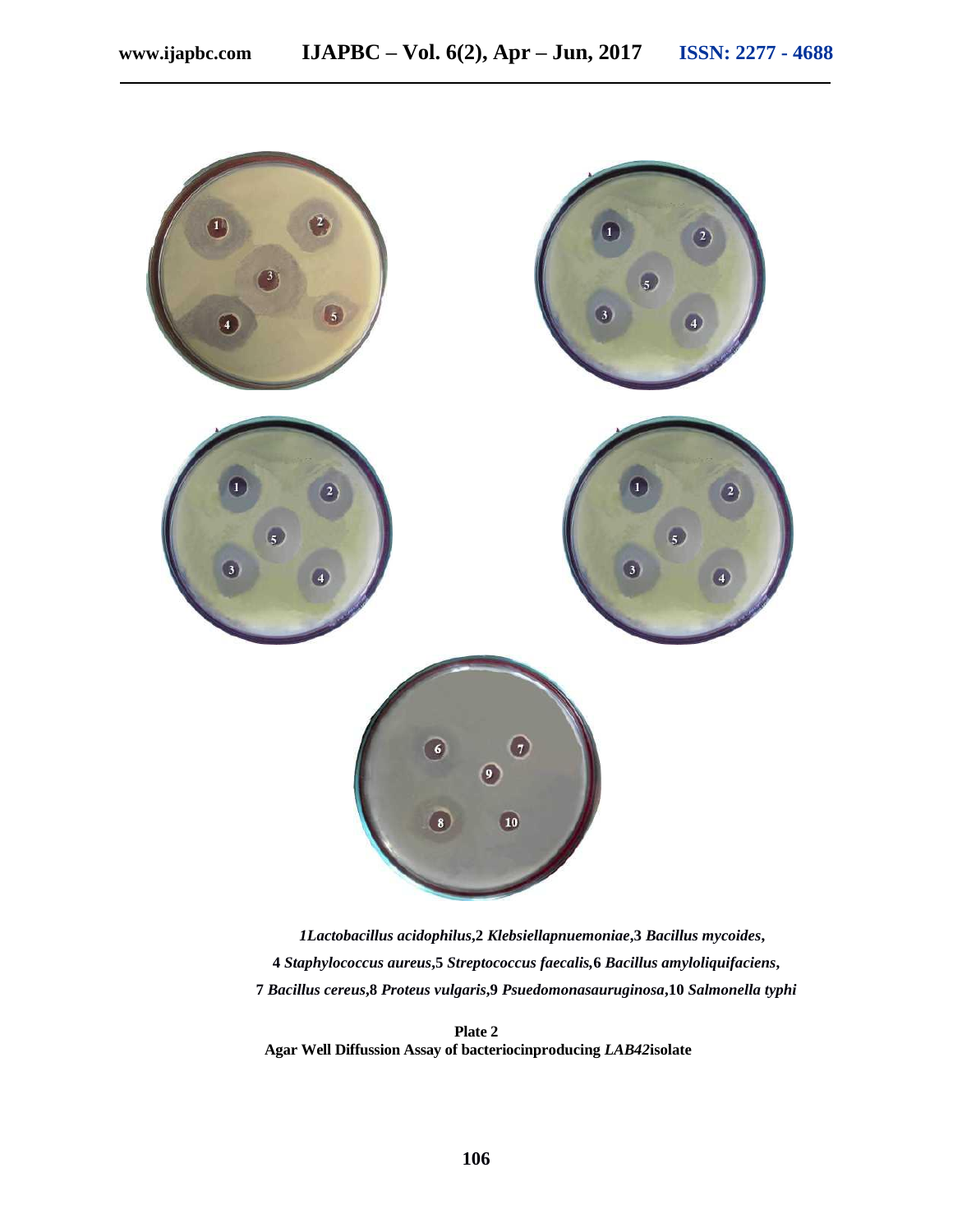*1Lactobacillus acidophilus*,**2** *Klebsiellapnuemoniae*,**3** *Bacillus mycoides*, **4** *Staphylococcus aureus*,**5** *Streptococcus faecalis*,**6** *Bacillus amyloliquifaciens*, **7** *Bacillus cereus*,**8** *Proteus vulgaris*,**9** *Psuedomonasauruginosa*,**10** *Salmonella typhi*

**Plate 2**
**Agar Well Diffussion Assay of bacteriocinproducing *LAB42*isolate**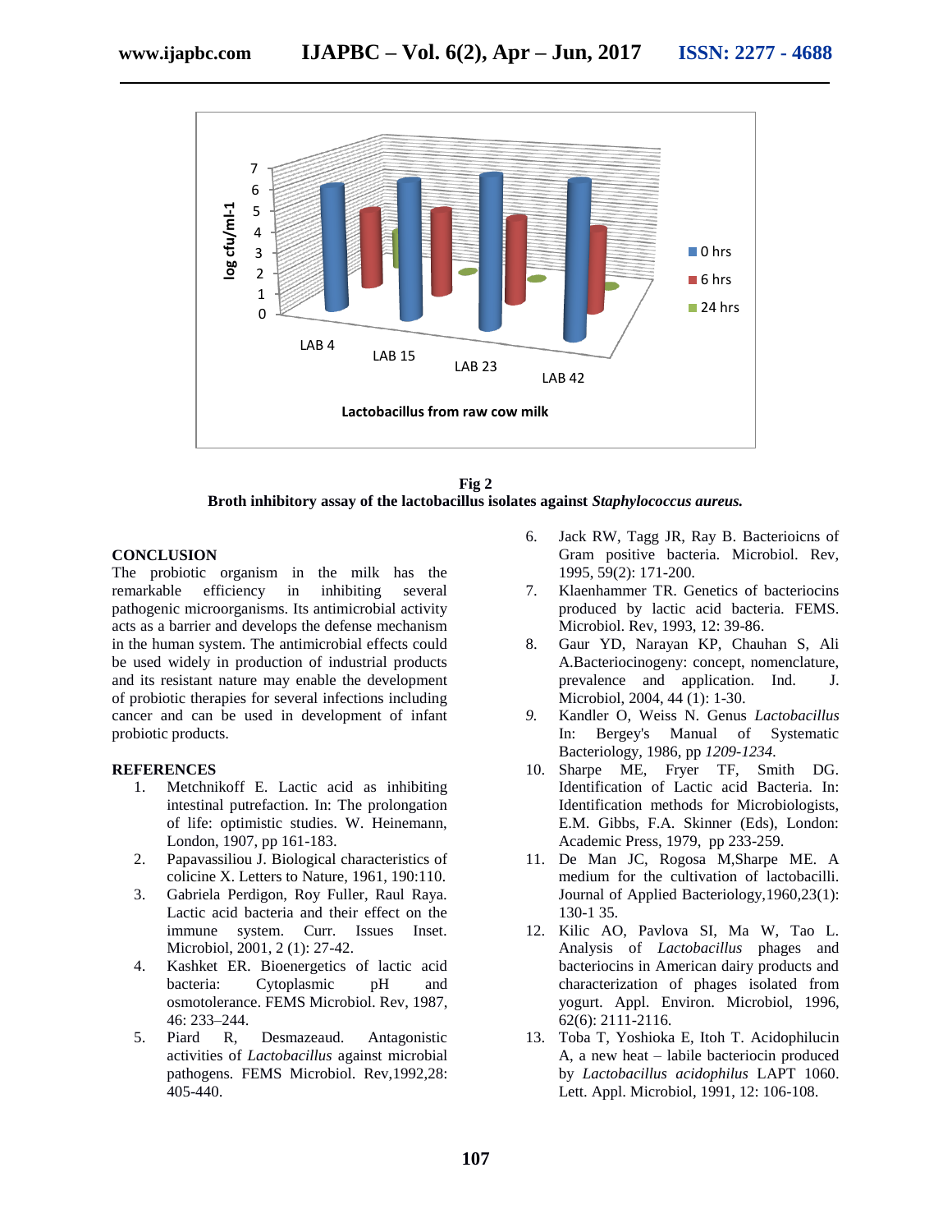Fig 2

**Broth inhibitory assay of the lactobacillus isolates against *Staphylococcus aureus.***

## CONCLUSION

The probiotic organism in the milk has the remarkable efficiency in inhibiting several pathogenic microorganisms. Its antimicrobial activity acts as a barrier and develops the defense mechanism in the human system. The antimicrobial effects could be used widely in production of industrial products and its resistant nature may enable the development of probiotic therapies for several infections including cancer and can be used in development of infant probiotic products.

## REFERENCES

1. Metchnikoff E. Lactic acid as inhibiting intestinal putrefaction. In: The prolongation of life: optimistic studies. W. Heinemann, London, 1907, pp 161-183.
2. Papavassiliou J. Biological characteristics of colicine X. Letters to Nature, 1961, 190:110.
3. Gabriela Perdigon, Roy Fuller, Raul Raya. Lactic acid bacteria and their effect on the immune system. Curr. Issues Inset. Microbiol, 2001, 2 (1): 27-42.
4. Kashket ER. Bioenergetics of lactic acid bacteria: Cytoplasmic pH and osmotolerance. FEMS Microbiol. Rev, 1987, 46: 233–244.
5. Piard R, Desmazeaud. Antagonistic activities of *Lactobacillus* against microbial pathogens. FEMS Microbiol. Rev,1992,28: 405-440.
6. Jack RW, Tagg JR, Ray B. Bacterioicns of Gram positive bacteria. Microbiol. Rev, 1995, 59(2): 171-200.
7. Klaenhammer TR. Genetics of bacteriocins produced by lactic acid bacteria. FEMS. Microbiol. Rev, 1993, 12: 39-86.
8. Gaur YD, Narayan KP, Chauhan S, Ali A.Bacteriocinogeny: concept, nomenclature, prevalence and application. Ind. J. Microbiol, 2004, 44 (1): 1-30.
9. Kandler O, Weiss N. Genus *Lactobacillus* In: Bergey's Manual of Systematic Bacteriology, 1986, pp *1209-1234*.
10. Sharpe ME, Fryer TF, Smith DG. Identification of Lactic acid Bacteria. In: Identification methods for Microbiologists, E.M. Gibbs, F.A. Skinner (Eds), London: Academic Press, 1979, pp 233-259.
11. De Man JC, Rogosa M,Sharpe ME. A medium for the cultivation of lactobacilli. Journal of Applied Bacteriology,1960,23(1): 130-1 35.
12. Kilic AO, Pavlova SI, Ma W, Tao L. Analysis of *Lactobacillus* phages and bacteriocins in American dairy products and characterization of phages isolated from yogurt. Appl. Environ. Microbiol, 1996, 62(6): 2111-2116.
13. Toba T, Yoshioka E, Itoh T. Acidophilucin A, a new heat – labile bacteriocin produced by *Lactobacillus acidophilus* LAPT 1060. Lett. Appl. Microbiol, 1991, 12: 106-108.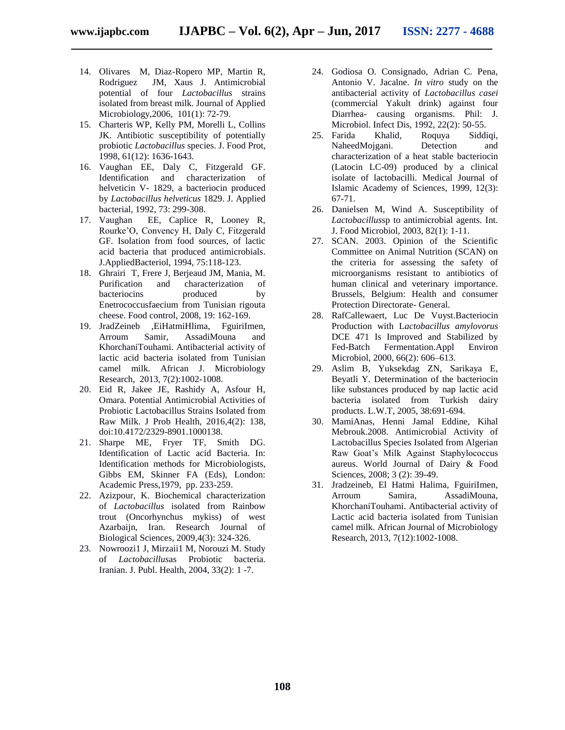14. Olivares M, Diaz-Ropero MP, Martin R, Rodriguez JM, Xaus J. Antimicrobial potential of four *Lactobacillus* strains isolated from breast milk. Journal of Applied Microbiology,2006, 101(1): 72-79.
15. Charteris WP, Kelly PM, Morelli L, Collins JK. Antibiotic susceptibility of potentially probiotic *Lactobacillus* species. J. Food Prot, 1998, 61(12): 1636-1643.
16. Vaughan EE, Daly C, Fitzgerald GF. Identification and characterization of helveticin V- 1829, a bacteriocin produced by *Lactobacillus helveticus* 1829. J. Applied bacterial, 1992, 73: 299-308.
17. Vaughan EE, Caplice R, Looney R, Rourke'O, Convency H, Daly C, Fitzgerald GF. Isolation from food sources, of lactic acid bacteria that produced antimicrobials. J.AppliedBacteriol, 1994, 75:118-123.
18. Ghrairi T, Frere J, Berjeaud JM, Mania, M. Purification and characterization of bacteriocins produced by Enetrococcusfaecium from Tunisian rigouta cheese. Food control, 2008, 19: 162-169.
19. JradZeineb ,EiHatmiHlima, FguiriImen, Arroum Samir, AssadiMouna and KhorchaniTouhami. Antibacterial activity of lactic acid bacteria isolated from Tunisian camel milk. African J. Microbiology Research, 2013, 7(2):1002-1008.
20. Eid R, Jakee JE, Rashidy A, Asfour H, Omara. Potential Antimicrobial Activities of Probiotic Lactobacillus Strains Isolated from Raw Milk. J Prob Health, 2016,4(2): 138, doi:10.4172/2329-8901.1000138.
21. Sharpe ME, Fryer TF, Smith DG. Identification of Lactic acid Bacteria. In: Identification methods for Microbiologists, Gibbs EM, Skinner FA (Eds), London: Academic Press,1979, pp. 233-259.
22. Azizpour, K. Biochemical characterization of *Lactobacillus* isolated from Rainbow trout (Oncorhynchus mykiss) of west Azarbaijn, Iran. Research Journal of Biological Sciences, 2009,4(3): 324-326.
23. Nowroozi1 J, Mirzaii1 M, Norouzi M. Study of *Lactobacillus*as Probiotic bacteria. Iranian. J. Publ. Health, 2004, 33(2): 1 -7.
24. Godiosa O. Consignado, Adrian C. Pena, Antonio V. Jacalne. *In vitro* study on the antibacterial activity of *Lactobacillus casei* (commercial Yakult drink) against four Diarrhea- causing organisms. Phil: J. Microbiol. Infect Dis, 1992, 22(2): 50-55.
25. Farida Khalid, Roquya Siddiqi, NaheedMojgani. Detection and characterization of a heat stable bacteriocin (Latocin LC-09) produced by a clinical isolate of lactobacilli. Medical Journal of Islamic Academy of Sciences, 1999, 12(3): 67-71.
26. Danielsen M, Wind A. Susceptibility of *Lactobacillus*sp to antimicrobial agents. Int. J. Food Microbiol, 2003, 82(1): 1-11.
27. SCAN. 2003. Opinion of the Scientific Committee on Animal Nutrition (SCAN) on the criteria for assessing the safety of microorganisms resistant to antibiotics of human clinical and veterinary importance. Brussels, Belgium: Health and consumer Protection Directorate- General.
28. RafCallewaert, Luc De Vuyst.Bacteriocin Production with L*actobacillus amylovorus* DCE 471 Is Improved and Stabilized by Fed-Batch Fermentation.Appl Environ Microbiol, 2000, 66(2): 606–613.
29. Aslim B, Yuksekdag ZN, Sarikaya E, Beyatli Y. Determination of the bacteriocin like substances produced by nap lactic acid bacteria isolated from Turkish dairy products. L.W.T, 2005, 38:691-694.
30. MamiAnas, Henni Jamal Eddine, Kihal Mebrouk.2008. Antimicrobial Activity of Lactobacillus Species Isolated from Algerian Raw Goat's Milk Against Staphylococcus aureus. World Journal of Dairy & Food Sciences, 2008; 3 (2): 39-49.
31. Jradzeineb, El Hatmi Halima, FguiriImen, Arroum Samira, AssadiMouna, KhorchaniTouhami. Antibacterial activity of Lactic acid bacteria isolated from Tunisian camel milk. African Journal of Microbiology Research, 2013, 7(12):1002-1008.